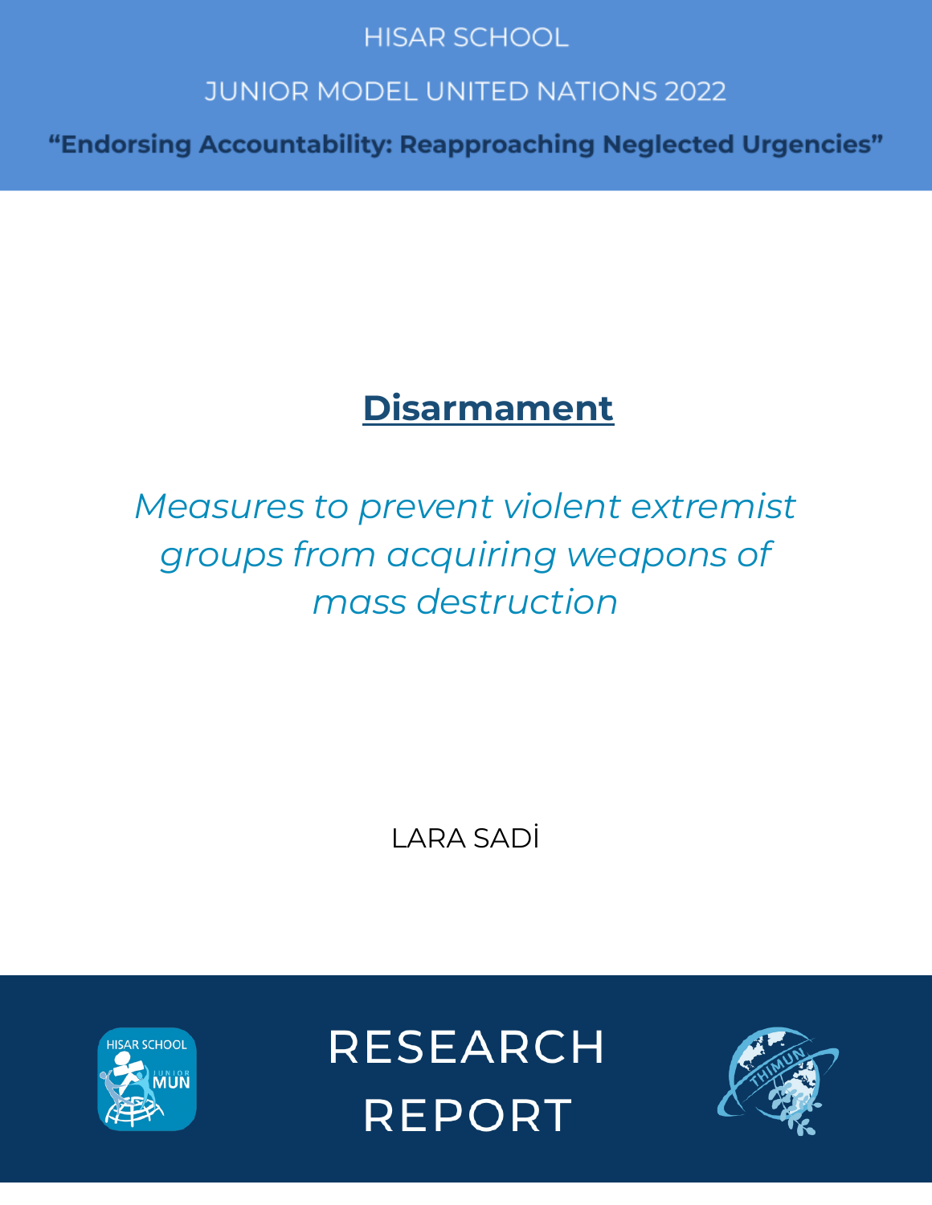HISAR SCHOOL

JUNIOR MODEL UNITED NATIONS 2022

**"Endorsing Accountability: Reapproaching Neglected Urgencies"**

# Disarmament

*Measures to prevent violent extremist groups from acquiring weapons of mass destruction*

LARA SADİ

RESEARCH REPORT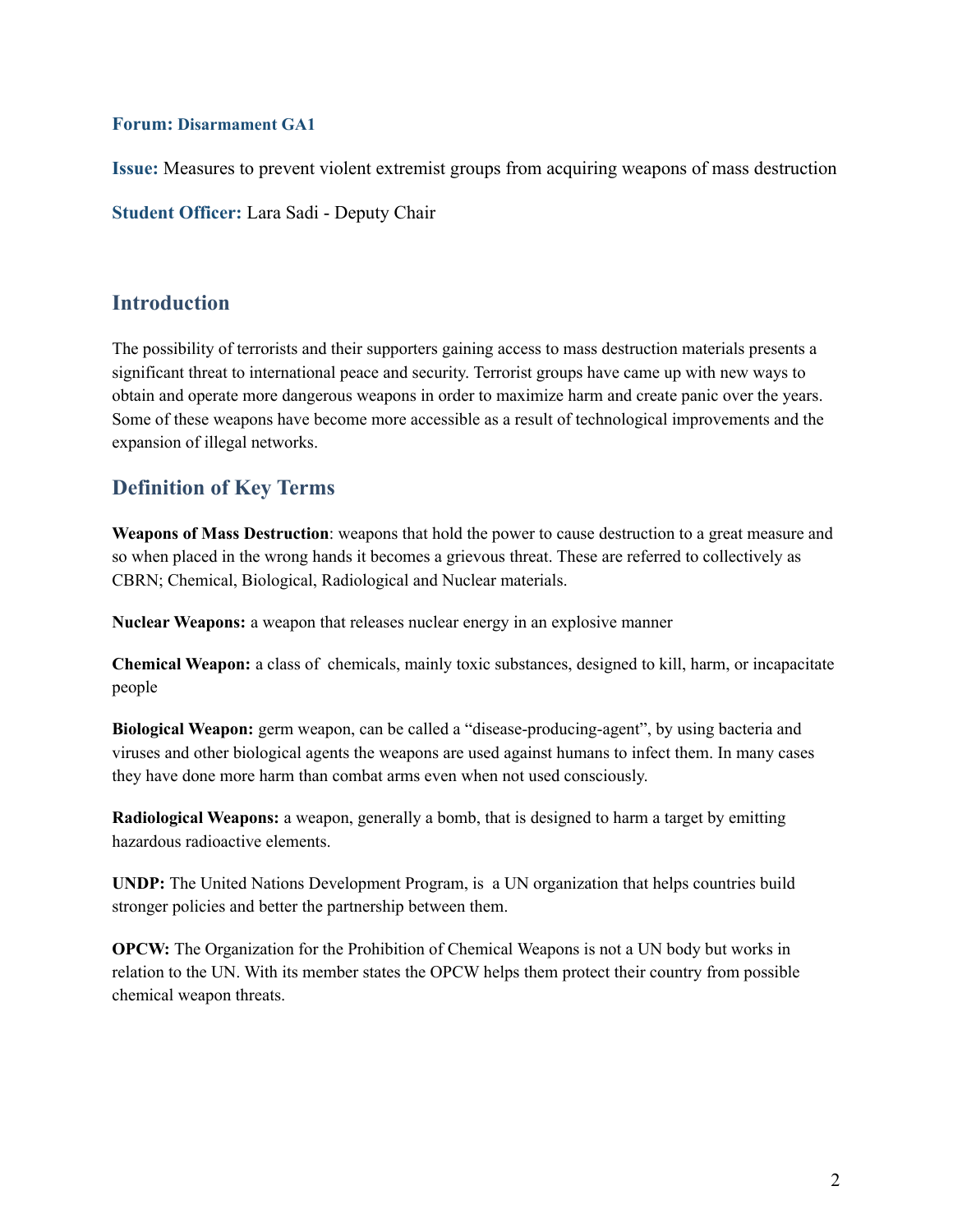**Forum:** Disarmament GA1

**Issue:** Measures to prevent violent extremist groups from acquiring weapons of mass destruction

**Student Officer:** Lara Sadi - Deputy Chair

## Introduction

The possibility of terrorists and their supporters gaining access to mass destruction materials presents a significant threat to international peace and security. Terrorist groups have came up with new ways to obtain and operate more dangerous weapons in order to maximize harm and create panic over the years. Some of these weapons have become more accessible as a result of technological improvements and the expansion of illegal networks.

## Definition of Key Terms

**Weapons of Mass Destruction**: weapons that hold the power to cause destruction to a great measure and so when placed in the wrong hands it becomes a grievous threat. These are referred to collectively as CBRN; Chemical, Biological, Radiological and Nuclear materials.

**Nuclear Weapons:** a weapon that releases nuclear energy in an explosive manner

**Chemical Weapon:** a class of chemicals, mainly toxic substances, designed to kill, harm, or incapacitate people

**Biological Weapon:** germ weapon, can be called a "disease-producing-agent", by using bacteria and viruses and other biological agents the weapons are used against humans to infect them. In many cases they have done more harm than combat arms even when not used consciously.

**Radiological Weapons:** a weapon, generally a bomb, that is designed to harm a target by emitting hazardous radioactive elements.

**UNDP:** The United Nations Development Program, is a UN organization that helps countries build stronger policies and better the partnership between them.

**OPCW:** The Organization for the Prohibition of Chemical Weapons is not a UN body but works in relation to the UN. With its member states the OPCW helps them protect their country from possible chemical weapon threats.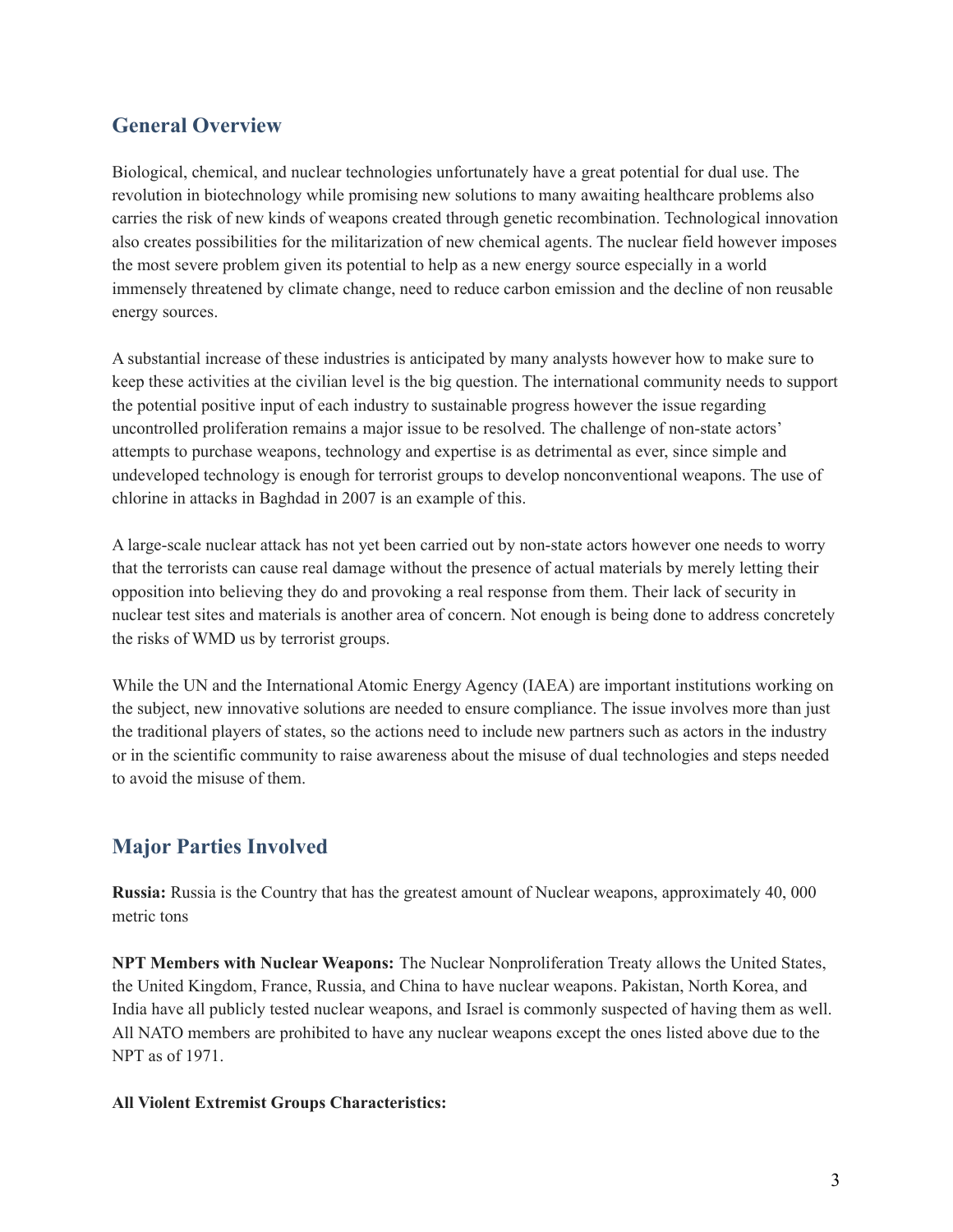## General Overview

Biological, chemical, and nuclear technologies unfortunately have a great potential for dual use. The revolution in biotechnology while promising new solutions to many awaiting healthcare problems also carries the risk of new kinds of weapons created through genetic recombination. Technological innovation also creates possibilities for the militarization of new chemical agents. The nuclear field however imposes the most severe problem given its potential to help as a new energy source especially in a world immensely threatened by climate change, need to reduce carbon emission and the decline of non reusable energy sources.

A substantial increase of these industries is anticipated by many analysts however how to make sure to keep these activities at the civilian level is the big question. The international community needs to support the potential positive input of each industry to sustainable progress however the issue regarding uncontrolled proliferation remains a major issue to be resolved. The challenge of non-state actors' attempts to purchase weapons, technology and expertise is as detrimental as ever, since simple and undeveloped technology is enough for terrorist groups to develop nonconventional weapons. The use of chlorine in attacks in Baghdad in 2007 is an example of this.

A large-scale nuclear attack has not yet been carried out by non-state actors however one needs to worry that the terrorists can cause real damage without the presence of actual materials by merely letting their opposition into believing they do and provoking a real response from them. Their lack of security in nuclear test sites and materials is another area of concern. Not enough is being done to address concretely the risks of WMD us by terrorist groups.

While the UN and the International Atomic Energy Agency (IAEA) are important institutions working on the subject, new innovative solutions are needed to ensure compliance. The issue involves more than just the traditional players of states, so the actions need to include new partners such as actors in the industry or in the scientific community to raise awareness about the misuse of dual technologies and steps needed to avoid the misuse of them.

## Major Parties Involved

**Russia:** Russia is the Country that has the greatest amount of Nuclear weapons, approximately 40, 000 metric tons

**NPT Members with Nuclear Weapons:** The Nuclear Nonproliferation Treaty allows the United States, the United Kingdom, France, Russia, and China to have nuclear weapons. Pakistan, North Korea, and India have all publicly tested nuclear weapons, and Israel is commonly suspected of having them as well. All NATO members are prohibited to have any nuclear weapons except the ones listed above due to the NPT as of 1971.

**All Violent Extremist Groups Characteristics:**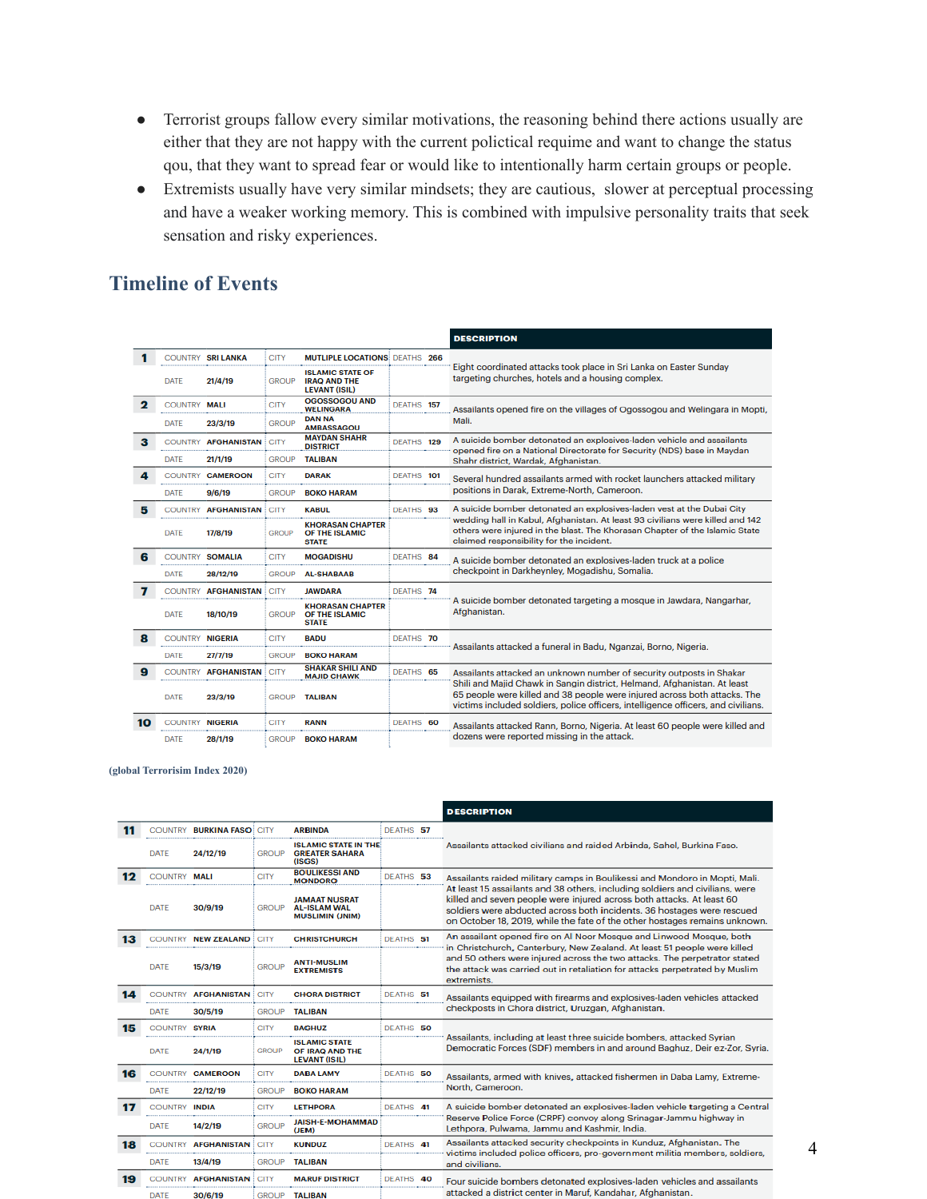- Terrorist groups fallow every similar motivations, the reasoning behind there actions usually are either that they are not happy with the current polictical requime and want to change the status qou, that they want to spread fear or would like to intentionally harm certain groups or people.
- Extremists usually have very similar mindsets; they are cautious, slower at perceptual processing and have a weaker working memory. This is combined with impulsive personality traits that seek sensation and risky experiences.

## Timeline of Events

| # | COUNTRY | DATE | CITY | GROUP | DEATHS | DESCRIPTION |
|---|---|---|---|---|---|---|
| 1 | SRI LANKA | 21/4/19 | MUTLIPLE LOCATIONS | ISLAMIC STATE OF IRAQ AND THE LEVANT (ISIL) | 266 | Eight coordinated attacks took place in Sri Lanka on Easter Sunday targeting churches, hotels and a housing complex. |
| 2 | MALI | 23/3/19 | OGOSSOGOU AND WELINGARA | DAN NA AMBASSAGOU | 157 | Assailants opened fire on the villages of Ogossogou and Welingara in Mopti, Mali. |
| 3 | AFGHANISTAN | 21/1/19 | MAYDAN SHAHR DISTRICT | TALIBAN | 129 | A suicide bomber detonated an explosives-laden vehicle and assailants opened fire on a National Directorate for Security (NDS) base in Maydan Shahr district, Wardak, Afghanistan. |
| 4 | CAMEROON | 9/6/19 | DARAK | BOKO HARAM | 101 | Several hundred assailants armed with rocket launchers attacked military positions in Darak, Extreme-North, Cameroon. |
| 5 | AFGHANISTAN | 17/8/19 | KABUL | KHORASAN CHAPTER OF THE ISLAMIC STATE | 93 | A suicide bomber detonated an explosives-laden vest at the Dubai City wedding hall in Kabul, Afghanistan. At least 93 civilians were killed and 142 others were injured in the blast. The Khorasan Chapter of the Islamic State claimed responsibility for the incident. |
| 6 | SOMALIA | 28/12/19 | MOGADISHU | AL-SHABAAB | 84 | A suicide bomber detonated an explosives-laden truck at a police checkpoint in Darkheynley, Mogadishu, Somalia. |
| 7 | AFGHANISTAN | 18/10/19 | JAWDARA | KHORASAN CHAPTER OF THE ISLAMIC STATE | 74 | A suicide bomber detonated targeting a mosque in Jawdara, Nangarhar, Afghanistan. |
| 8 | NIGERIA | 27/7/19 | BADU | BOKO HARAM | 70 | Assailants attacked a funeral in Badu, Nganzai, Borno, Nigeria. |
| 9 | AFGHANISTAN | 23/3/19 | SHAKAR SHILI AND MAJID CHAWK | TALIBAN | 65 | Assailants attacked an unknown number of security outposts in Shakar Shili and Majid Chawk in Sangin district, Helmand, Afghanistan. At least 65 people were killed and 38 people were injured across both attacks. The victims included soldiers, police officers, intelligence officers, and civilians. |
| 10 | NIGERIA | 28/1/19 | RANN | BOKO HARAM | 60 | Assailants attacked Rann, Borno, Nigeria. At least 60 people were killed and dozens were reported missing in the attack. |

(global Terrorisim Index 2020)

| # | COUNTRY | DATE | CITY | GROUP | DEATHS | DESCRIPTION |
|---|---|---|---|---|---|---|
| 11 | BURKINA FASO | 24/12/19 | ARBINDA | ISLAMIC STATE IN THE GREATER SAHARA (ISGS) | 57 | Assailants attacked civilians and raided Arbinda, Sahel, Burkina Faso. |
| 12 | MALI | 30/9/19 | BOULIKESSI AND MONDORO | JAMAAT NUSRAT AL-ISLAM WAL MUSLIMIN (JNIM) | 53 | Assailants raided military camps in Boulikessi and Mondoro in Mopti, Mali. At least 15 assailants and 38 others, including soldiers and civilians, were killed and seven people were injured across both attacks. At least 60 soldiers were abducted across both incidents. 36 hostages were rescued on October 18, 2019, while the fate of the other hostages remains unknown. |
| 13 | NEW ZEALAND | 15/3/19 | CHRISTCHURCH | ANTI-MUSLIM EXTREMISTS | 51 | An assailant opened fire on Al Noor Mosque and Linwood Mosque, both in Christchurch, Canterbury, New Zealand. At least 51 people were killed and 50 others were injured across the two attacks. The perpetrator stated the attack was carried out in retaliation for attacks perpetrated by Muslim extremists. |
| 14 | AFGHANISTAN | 30/5/19 | CHORA DISTRICT | TALIBAN | 51 | Assailants equipped with firearms and explosives-laden vehicles attacked checkposts in Chora district, Uruzgan, Afghanistan. |
| 15 | SYRIA | 24/1/19 | BAGHUZ | ISLAMIC STATE OF IRAQ AND THE LEVANT (ISIL) | 50 | Assailants, including at least three suicide bombers, attacked Syrian Democratic Forces (SDF) members in and around Baghuz, Deir ez-Zor, Syria. |
| 16 | CAMEROON | 22/12/19 | DABA LAMY | BOKO HARAM | 50 | Assailants, armed with knives, attacked fishermen in Daba Lamy, Extreme-North, Cameroon. |
| 17 | INDIA | 14/2/19 | LETHPORA | JAISH-E-MOHAMMAD (JEM) | 41 | A suicide bomber detonated an explosives-laden vehicle targeting a Central Reserve Police Force (CRPF) convoy along Srinagar-Jammu highway in Lethpora, Pulwama, Jammu and Kashmir, India. |
| 18 | AFGHANISTAN | 13/4/19 | KUNDUZ | TALIBAN | 41 | Assailants attacked security checkpoints in Kunduz, Afghanistan. The victims included police officers, pro-government militia members, soldiers, and civilians. |
| 19 | AFGHANISTAN | 30/6/19 | MARUF DISTRICT | TALIBAN | 40 | Four suicide bombers detonated explosives-laden vehicles and assailants attacked a district center in Maruf, Kandahar, Afghanistan. |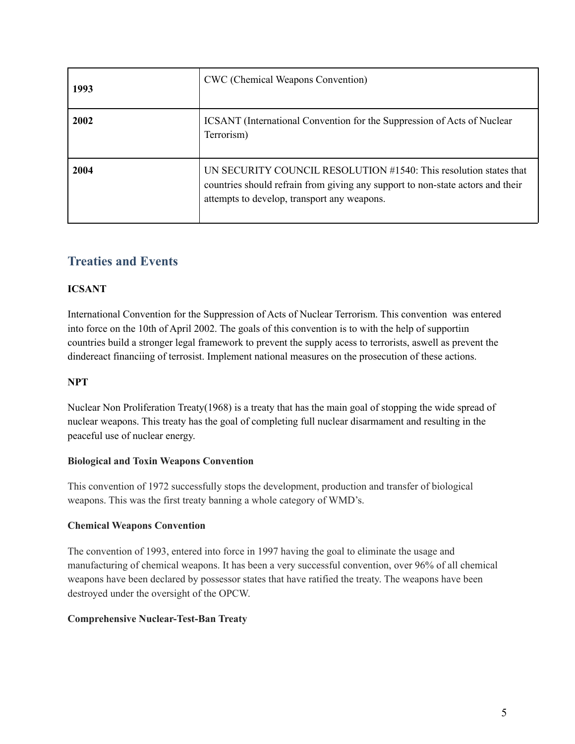| | |
|---|---|
| **1993** | CWC (Chemical Weapons Convention) |
| **2002** | ICSANT (International Convention for the Suppression of Acts of Nuclear Terrorism) |
| **2004** | UN SECURITY COUNCIL RESOLUTION #1540: This resolution states that countries should refrain from giving any support to non-state actors and their attempts to develop, transport any weapons. |

## Treaties and Events

**ICSANT**

International Convention for the Suppression of Acts of Nuclear Terrorism. This convention was entered into force on the 10th of April 2002. The goals of this convention is to with the help of supportiin countries build a stronger legal framework to prevent the supply acess to terrorists, aswell as prevent the dindereact financiing of terrosist. Implement national measures on the prosecution of these actions.

**NPT**

Nuclear Non Proliferation Treaty(1968) is a treaty that has the main goal of stopping the wide spread of nuclear weapons. This treaty has the goal of completing full nuclear disarmament and resulting in the peaceful use of nuclear energy.

**Biological and Toxin Weapons Convention**

This convention of 1972 successfully stops the development, production and transfer of biological weapons. This was the first treaty banning a whole category of WMD's.

**Chemical Weapons Convention**

The convention of 1993, entered into force in 1997 having the goal to eliminate the usage and manufacturing of chemical weapons. It has been a very successful convention, over 96% of all chemical weapons have been declared by possessor states that have ratified the treaty. The weapons have been destroyed under the oversight of the OPCW.

**Comprehensive Nuclear-Test-Ban Treaty**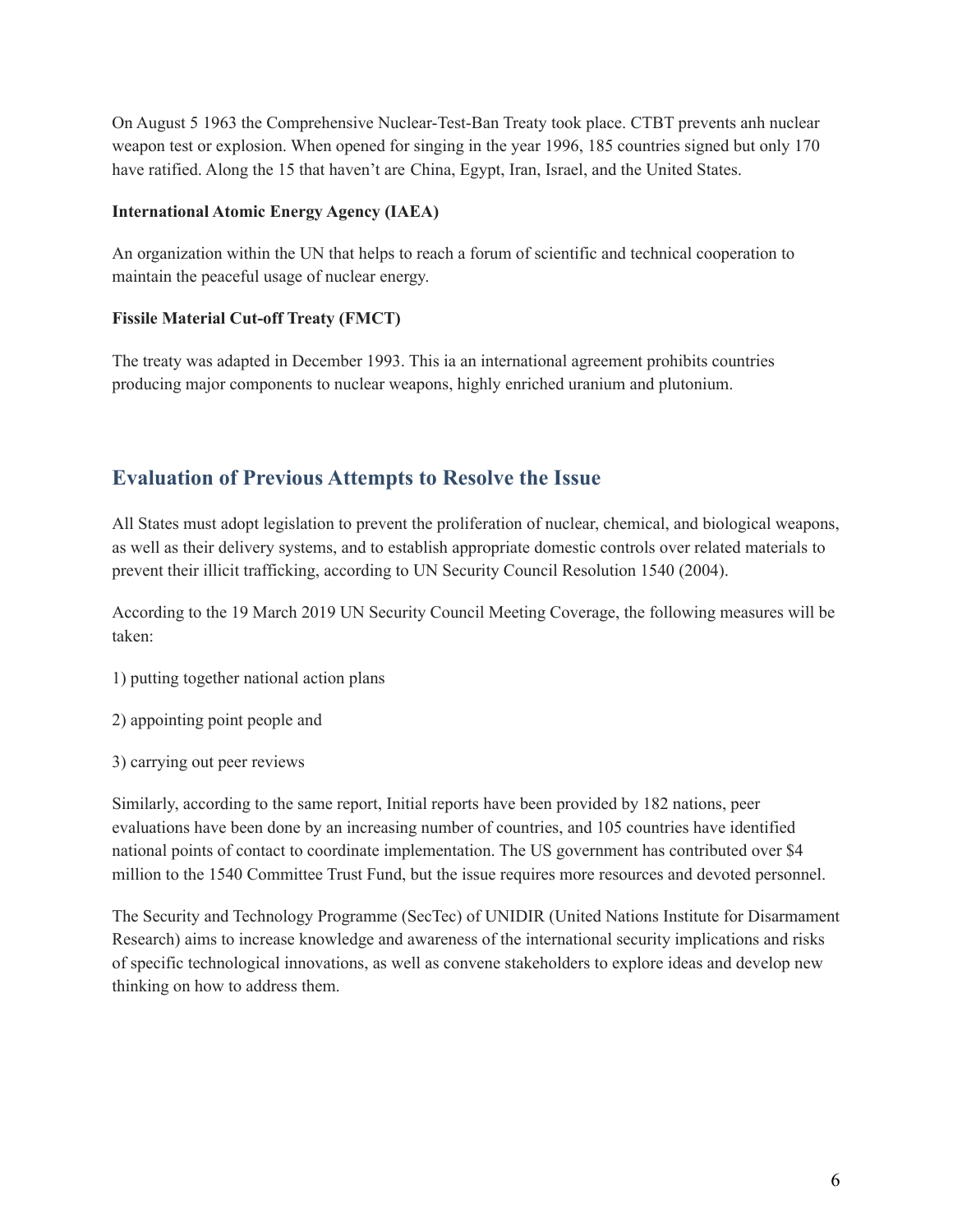On August 5 1963 the Comprehensive Nuclear-Test-Ban Treaty took place. CTBT prevents anh nuclear weapon test or explosion. When opened for singing in the year 1996, 185 countries signed but only 170 have ratified. Along the 15 that haven't are China, Egypt, Iran, Israel, and the United States.

**International Atomic Energy Agency (IAEA)**

An organization within the UN that helps to reach a forum of scientific and technical cooperation to maintain the peaceful usage of nuclear energy.

**Fissile Material Cut-off Treaty (FMCT)**

The treaty was adapted in December 1993. This ia an international agreement prohibits countries producing major components to nuclear weapons, highly enriched uranium and plutonium.

## Evaluation of Previous Attempts to Resolve the Issue

All States must adopt legislation to prevent the proliferation of nuclear, chemical, and biological weapons, as well as their delivery systems, and to establish appropriate domestic controls over related materials to prevent their illicit trafficking, according to UN Security Council Resolution 1540 (2004).

According to the 19 March 2019 UN Security Council Meeting Coverage, the following measures will be taken:

1) putting together national action plans

2) appointing point people and

3) carrying out peer reviews

Similarly, according to the same report, Initial reports have been provided by 182 nations, peer evaluations have been done by an increasing number of countries, and 105 countries have identified national points of contact to coordinate implementation. The US government has contributed over $4 million to the 1540 Committee Trust Fund, but the issue requires more resources and devoted personnel.

The Security and Technology Programme (SecTec) of UNIDIR (United Nations Institute for Disarmament Research) aims to increase knowledge and awareness of the international security implications and risks of specific technological innovations, as well as convene stakeholders to explore ideas and develop new thinking on how to address them.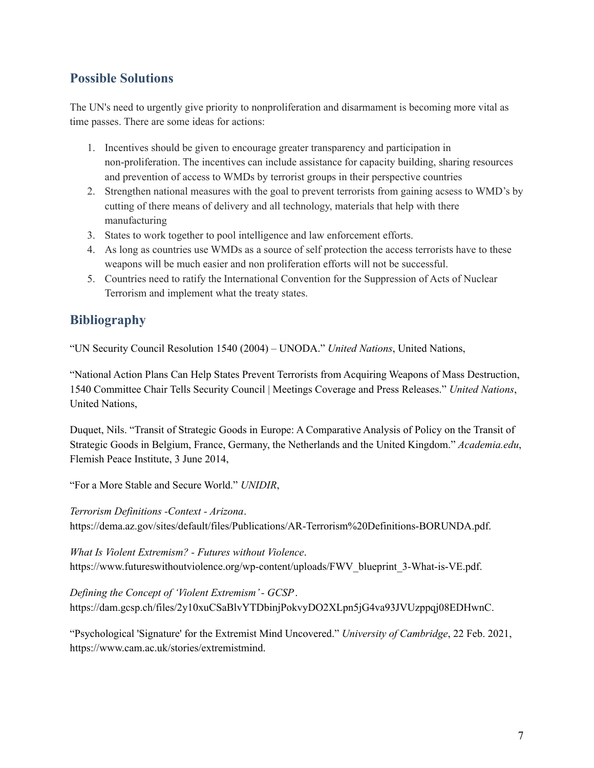## Possible Solutions

The UN's need to urgently give priority to nonproliferation and disarmament is becoming more vital as time passes. There are some ideas for actions:

1. Incentives should be given to encourage greater transparency and participation in non-proliferation. The incentives can include assistance for capacity building, sharing resources and prevention of access to WMDs by terrorist groups in their perspective countries
2. Strengthen national measures with the goal to prevent terrorists from gaining acsess to WMD's by cutting of there means of delivery and all technology, materials that help with there manufacturing
3. States to work together to pool intelligence and law enforcement efforts.
4. As long as countries use WMDs as a source of self protection the access terrorists have to these weapons will be much easier and non proliferation efforts will not be successful.
5. Countries need to ratify the International Convention for the Suppression of Acts of Nuclear Terrorism and implement what the treaty states.

## Bibliography

"UN Security Council Resolution 1540 (2004) – UNODA." *United Nations*, United Nations,

"National Action Plans Can Help States Prevent Terrorists from Acquiring Weapons of Mass Destruction, 1540 Committee Chair Tells Security Council | Meetings Coverage and Press Releases." *United Nations*, United Nations,

Duquet, Nils. "Transit of Strategic Goods in Europe: A Comparative Analysis of Policy on the Transit of Strategic Goods in Belgium, France, Germany, the Netherlands and the United Kingdom." *Academia.edu*, Flemish Peace Institute, 3 June 2014,

"For a More Stable and Secure World." *UNIDIR*,

*Terrorism Definitions -Context - Arizona*. https://dema.az.gov/sites/default/files/Publications/AR-Terrorism%20Definitions-BORUNDA.pdf.

*What Is Violent Extremism? - Futures without Violence*. https://www.futureswithoutviolence.org/wp-content/uploads/FWV_blueprint_3-What-is-VE.pdf.

*Defining the Concept of 'Violent Extremism' - GCSP*. https://dam.gcsp.ch/files/2y10xuCSaBlvYTDbinjPokvyDO2XLpn5jG4va93JVUzppqj08EDHwnC.

"Psychological 'Signature' for the Extremist Mind Uncovered." *University of Cambridge*, 22 Feb. 2021, https://www.cam.ac.uk/stories/extremistmind.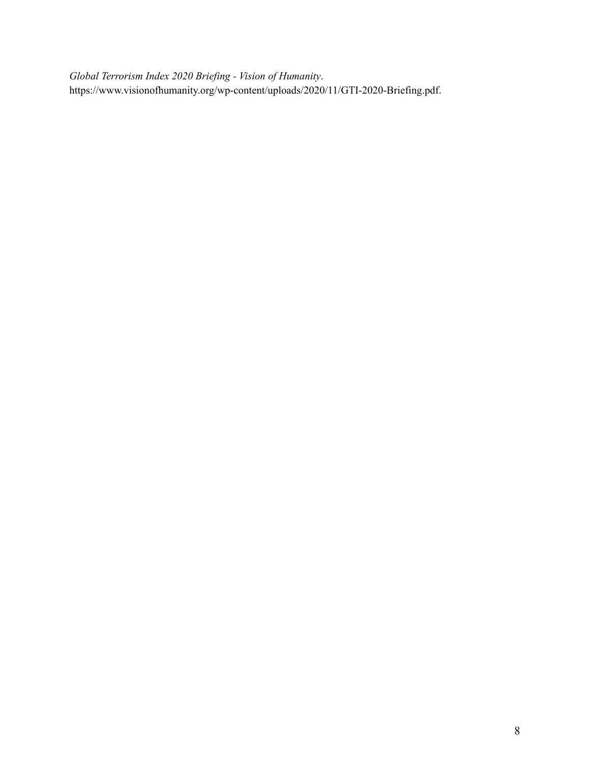*Global Terrorism Index 2020 Briefing - Vision of Humanity*.
https://www.visionofhumanity.org/wp-content/uploads/2020/11/GTI-2020-Briefing.pdf.